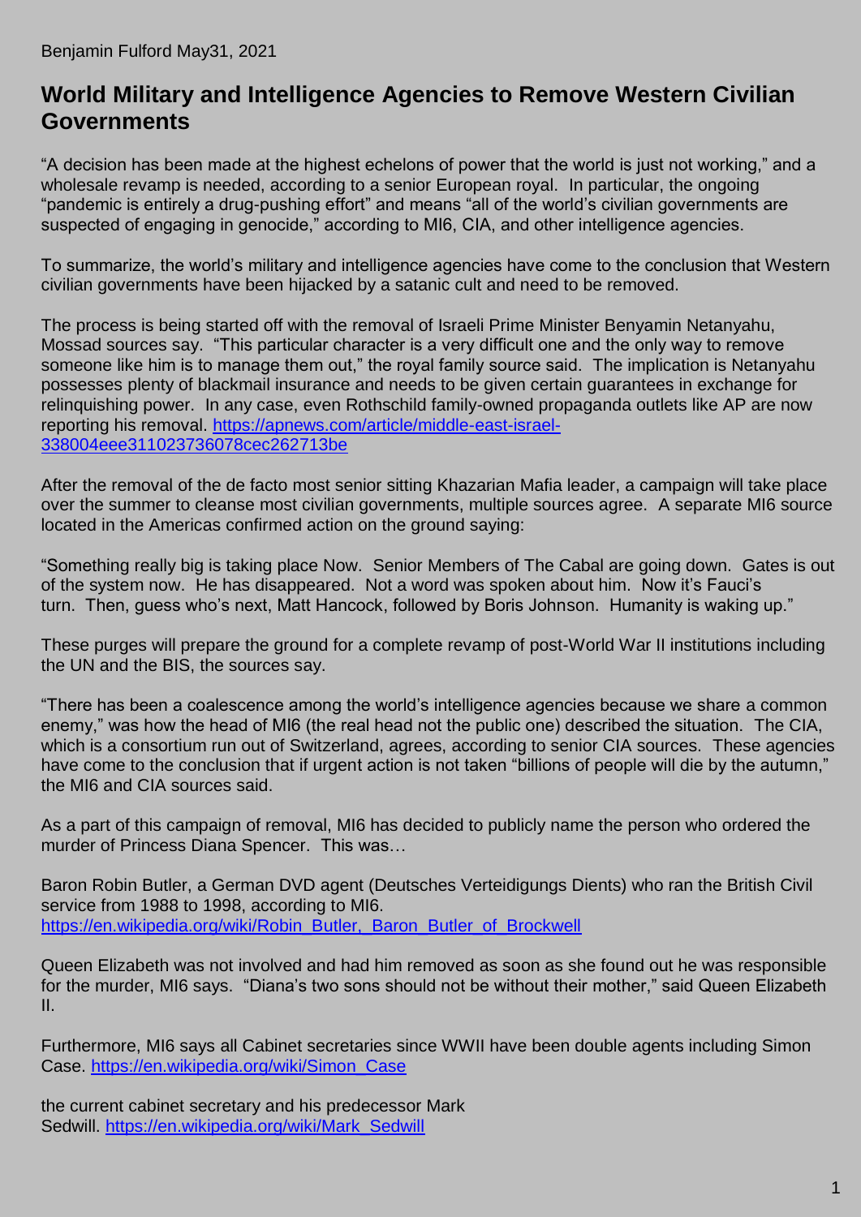Benjamin Fulford May31, 2021

## World Military and Intelligence Agencies to Remove Western Civilian Governments

"A decision has been made at the highest echelons of power that the world is just not working," and a wholesale revamp is needed, according to a senior European royal. In particular, the ongoing "pandemic is entirely a drug-pushing effort" and means "all of the world's civilian governments are suspected of engaging in genocide," according to MI6, CIA, and other intelligence agencies.

To summarize, the world's military and intelligence agencies have come to the conclusion that Western civilian governments have been hijacked by a satanic cult and need to be removed.

The process is being started off with the removal of Israeli Prime Minister Benyamin Netanyahu, Mossad sources say. "This particular character is a very difficult one and the only way to remove someone like him is to manage them out," the royal family source said. The implication is Netanyahu possesses plenty of blackmail insurance and needs to be given certain guarantees in exchange for relinquishing power. In any case, even Rothschild family-owned propaganda outlets like AP are now reporting his removal. https://apnews.com/article/middle-east-israel-338004eee311023736078cec262713be

After the removal of the de facto most senior sitting Khazarian Mafia leader, a campaign will take place over the summer to cleanse most civilian governments, multiple sources agree. A separate MI6 source located in the Americas confirmed action on the ground saying:

"Something really big is taking place Now. Senior Members of The Cabal are going down. Gates is out of the system now. He has disappeared. Not a word was spoken about him. Now it's Fauci's turn. Then, guess who's next, Matt Hancock, followed by Boris Johnson. Humanity is waking up."

These purges will prepare the ground for a complete revamp of post-World War II institutions including the UN and the BIS, the sources say.

"There has been a coalescence among the world's intelligence agencies because we share a common enemy," was how the head of MI6 (the real head not the public one) described the situation. The CIA, which is a consortium run out of Switzerland, agrees, according to senior CIA sources. These agencies have come to the conclusion that if urgent action is not taken "billions of people will die by the autumn," the MI6 and CIA sources said.

As a part of this campaign of removal, MI6 has decided to publicly name the person who ordered the murder of Princess Diana Spencer. This was…

Baron Robin Butler, a German DVD agent (Deutsches Verteidigungs Dients) who ran the British Civil service from 1988 to 1998, according to MI6. https://en.wikipedia.org/wiki/Robin_Butler,_Baron_Butler_of_Brockwell

Queen Elizabeth was not involved and had him removed as soon as she found out he was responsible for the murder, MI6 says. "Diana's two sons should not be without their mother," said Queen Elizabeth II.

Furthermore, MI6 says all Cabinet secretaries since WWII have been double agents including Simon Case. https://en.wikipedia.org/wiki/Simon_Case

the current cabinet secretary and his predecessor Mark Sedwill. https://en.wikipedia.org/wiki/Mark_Sedwill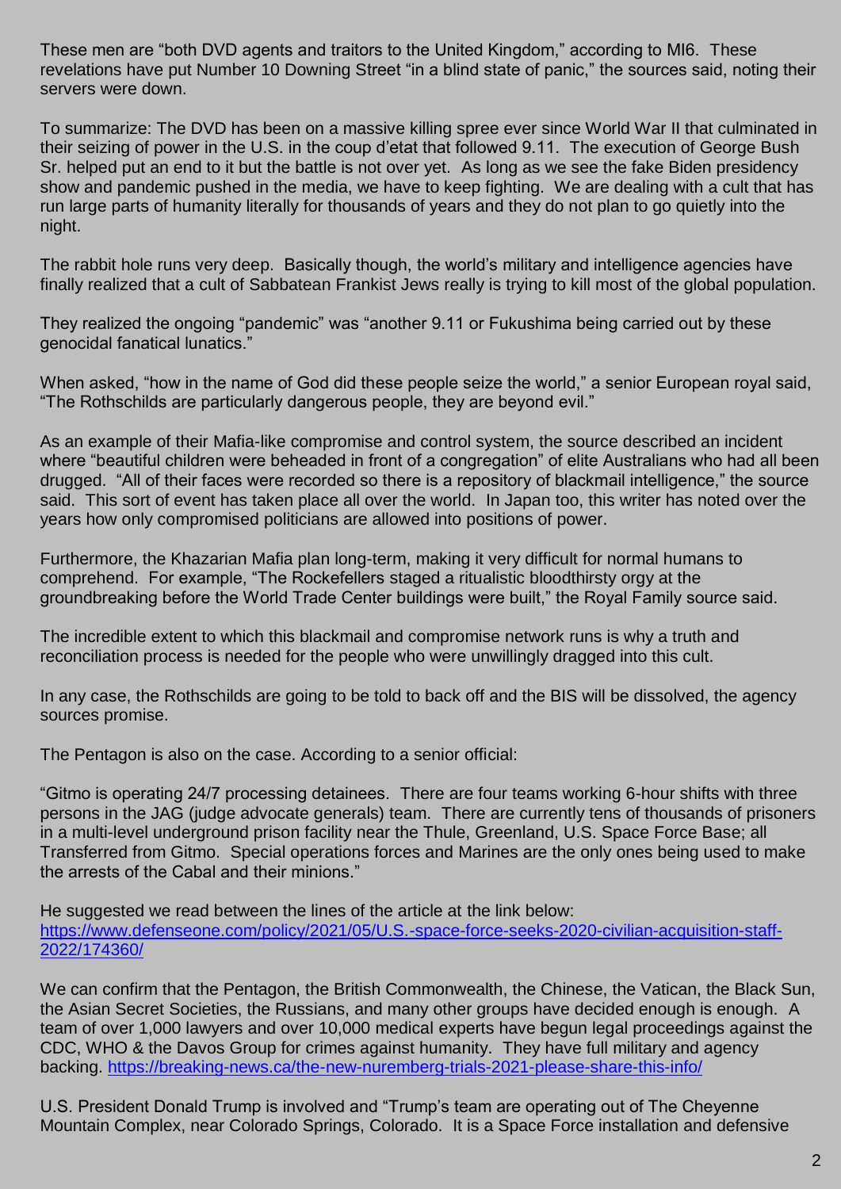These men are "both DVD agents and traitors to the United Kingdom," according to MI6. These revelations have put Number 10 Downing Street "in a blind state of panic," the sources said, noting their servers were down.

To summarize: The DVD has been on a massive killing spree ever since World War II that culminated in their seizing of power in the U.S. in the coup d'etat that followed 9.11. The execution of George Bush Sr. helped put an end to it but the battle is not over yet. As long as we see the fake Biden presidency show and pandemic pushed in the media, we have to keep fighting. We are dealing with a cult that has run large parts of humanity literally for thousands of years and they do not plan to go quietly into the night.

The rabbit hole runs very deep. Basically though, the world's military and intelligence agencies have finally realized that a cult of Sabbatean Frankist Jews really is trying to kill most of the global population.

They realized the ongoing "pandemic" was "another 9.11 or Fukushima being carried out by these genocidal fanatical lunatics."

When asked, "how in the name of God did these people seize the world," a senior European royal said, "The Rothschilds are particularly dangerous people, they are beyond evil."

As an example of their Mafia-like compromise and control system, the source described an incident where "beautiful children were beheaded in front of a congregation" of elite Australians who had all been drugged. "All of their faces were recorded so there is a repository of blackmail intelligence," the source said. This sort of event has taken place all over the world. In Japan too, this writer has noted over the years how only compromised politicians are allowed into positions of power.

Furthermore, the Khazarian Mafia plan long-term, making it very difficult for normal humans to comprehend. For example, "The Rockefellers staged a ritualistic bloodthirsty orgy at the groundbreaking before the World Trade Center buildings were built," the Royal Family source said.

The incredible extent to which this blackmail and compromise network runs is why a truth and reconciliation process is needed for the people who were unwillingly dragged into this cult.

In any case, the Rothschilds are going to be told to back off and the BIS will be dissolved, the agency sources promise.

The Pentagon is also on the case. According to a senior official:

"Gitmo is operating 24/7 processing detainees. There are four teams working 6-hour shifts with three persons in the JAG (judge advocate generals) team. There are currently tens of thousands of prisoners in a multi-level underground prison facility near the Thule, Greenland, U.S. Space Force Base; all Transferred from Gitmo. Special operations forces and Marines are the only ones being used to make the arrests of the Cabal and their minions."

He suggested we read between the lines of the article at the link below:
[https://www.defenseone.com/policy/2021/05/U.S.-space-force-seeks-2020-civilian-acquisition-staff-2022/174360/](https://www.defenseone.com/policy/2021/05/U.S.-space-force-seeks-2020-civilian-acquisition-staff-2022/174360/)

We can confirm that the Pentagon, the British Commonwealth, the Chinese, the Vatican, the Black Sun, the Asian Secret Societies, the Russians, and many other groups have decided enough is enough. A team of over 1,000 lawyers and over 10,000 medical experts have begun legal proceedings against the CDC, WHO & the Davos Group for crimes against humanity. They have full military and agency backing. [https://breaking-news.ca/the-new-nuremberg-trials-2021-please-share-this-info/](https://breaking-news.ca/the-new-nuremberg-trials-2021-please-share-this-info/)

U.S. President Donald Trump is involved and "Trump's team are operating out of The Cheyenne Mountain Complex, near Colorado Springs, Colorado. It is a Space Force installation and defensive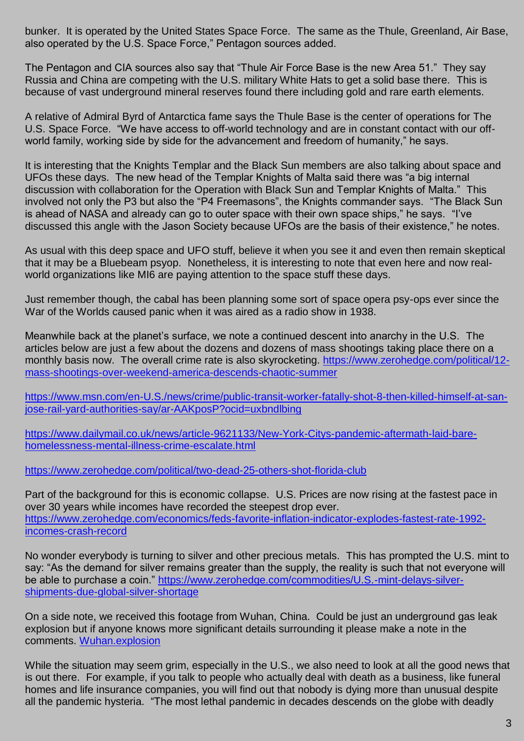bunker. It is operated by the United States Space Force. The same as the Thule, Greenland, Air Base, also operated by the U.S. Space Force," Pentagon sources added.

The Pentagon and CIA sources also say that "Thule Air Force Base is the new Area 51." They say Russia and China are competing with the U.S. military White Hats to get a solid base there. This is because of vast underground mineral reserves found there including gold and rare earth elements.

A relative of Admiral Byrd of Antarctica fame says the Thule Base is the center of operations for The U.S. Space Force. "We have access to off-world technology and are in constant contact with our off-world family, working side by side for the advancement and freedom of humanity," he says.

It is interesting that the Knights Templar and the Black Sun members are also talking about space and UFOs these days. The new head of the Templar Knights of Malta said there was "a big internal discussion with collaboration for the Operation with Black Sun and Templar Knights of Malta." This involved not only the P3 but also the "P4 Freemasons", the Knights commander says. "The Black Sun is ahead of NASA and already can go to outer space with their own space ships," he says. "I've discussed this angle with the Jason Society because UFOs are the basis of their existence," he notes.

As usual with this deep space and UFO stuff, believe it when you see it and even then remain skeptical that it may be a Bluebeam psyop. Nonetheless, it is interesting to note that even here and now real-world organizations like MI6 are paying attention to the space stuff these days.

Just remember though, the cabal has been planning some sort of space opera psy-ops ever since the War of the Worlds caused panic when it was aired as a radio show in 1938.

Meanwhile back at the planet's surface, we note a continued descent into anarchy in the U.S. The articles below are just a few about the dozens and dozens of mass shootings taking place there on a monthly basis now. The overall crime rate is also skyrocketing. https://www.zerohedge.com/political/12-mass-shootings-over-weekend-america-descends-chaotic-summer

https://www.msn.com/en-U.S./news/crime/public-transit-worker-fatally-shot-8-then-killed-himself-at-san-jose-rail-yard-authorities-say/ar-AAKposP?ocid=uxbndlbing

https://www.dailymail.co.uk/news/article-9621133/New-York-Citys-pandemic-aftermath-laid-bare-homelessness-mental-illness-crime-escalate.html

https://www.zerohedge.com/political/two-dead-25-others-shot-florida-club

Part of the background for this is economic collapse. U.S. Prices are now rising at the fastest pace in over 30 years while incomes have recorded the steepest drop ever. https://www.zerohedge.com/economics/feds-favorite-inflation-indicator-explodes-fastest-rate-1992-incomes-crash-record

No wonder everybody is turning to silver and other precious metals. This has prompted the U.S. mint to say: "As the demand for silver remains greater than the supply, the reality is such that not everyone will be able to purchase a coin." https://www.zerohedge.com/commodities/U.S.-mint-delays-silver-shipments-due-global-silver-shortage

On a side note, we received this footage from Wuhan, China. Could be just an underground gas leak explosion but if anyone knows more significant details surrounding it please make a note in the comments. Wuhan.explosion

While the situation may seem grim, especially in the U.S., we also need to look at all the good news that is out there. For example, if you talk to people who actually deal with death as a business, like funeral homes and life insurance companies, you will find out that nobody is dying more than unusual despite all the pandemic hysteria. "The most lethal pandemic in decades descends on the globe with deadly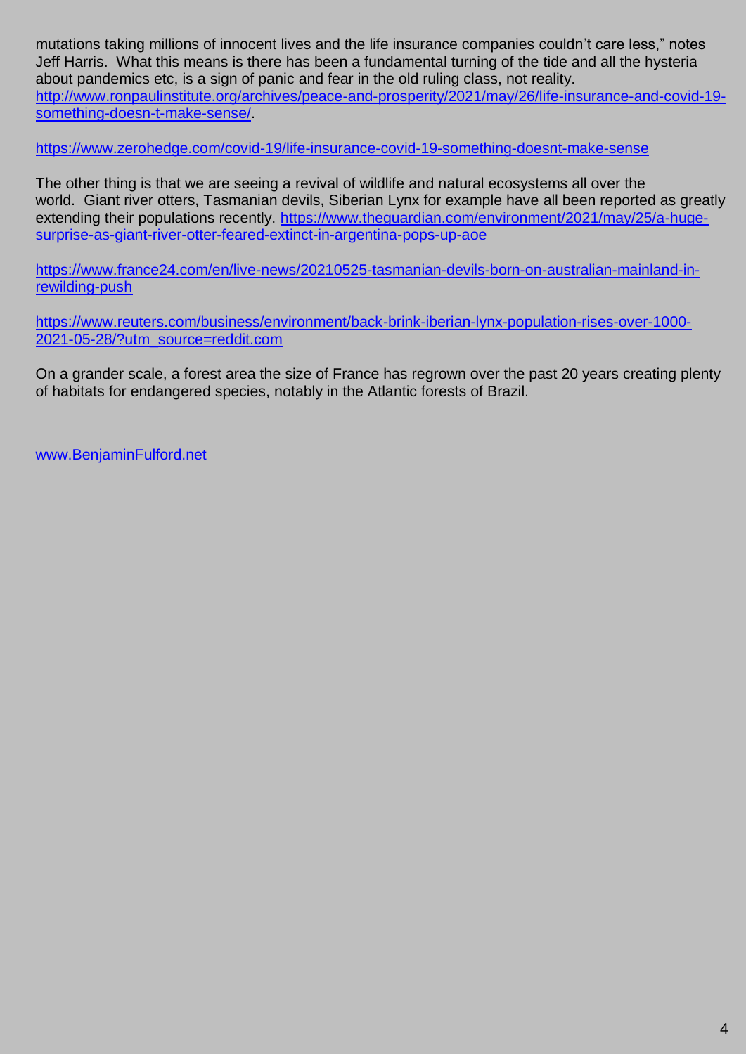mutations taking millions of innocent lives and the life insurance companies couldn't care less," notes Jeff Harris. What this means is there has been a fundamental turning of the tide and all the hysteria about pandemics etc, is a sign of panic and fear in the old ruling class, not reality. http://www.ronpaulinstitute.org/archives/peace-and-prosperity/2021/may/26/life-insurance-and-covid-19-something-doesn-t-make-sense/.

https://www.zerohedge.com/covid-19/life-insurance-covid-19-something-doesnt-make-sense

The other thing is that we are seeing a revival of wildlife and natural ecosystems all over the world. Giant river otters, Tasmanian devils, Siberian Lynx for example have all been reported as greatly extending their populations recently. https://www.theguardian.com/environment/2021/may/25/a-huge-surprise-as-giant-river-otter-feared-extinct-in-argentina-pops-up-aoe

https://www.france24.com/en/live-news/20210525-tasmanian-devils-born-on-australian-mainland-in-rewilding-push

https://www.reuters.com/business/environment/back-brink-iberian-lynx-population-rises-over-1000-2021-05-28/?utm_source=reddit.com

On a grander scale, a forest area the size of France has regrown over the past 20 years creating plenty of habitats for endangered species, notably in the Atlantic forests of Brazil.

www.BenjaminFulford.net